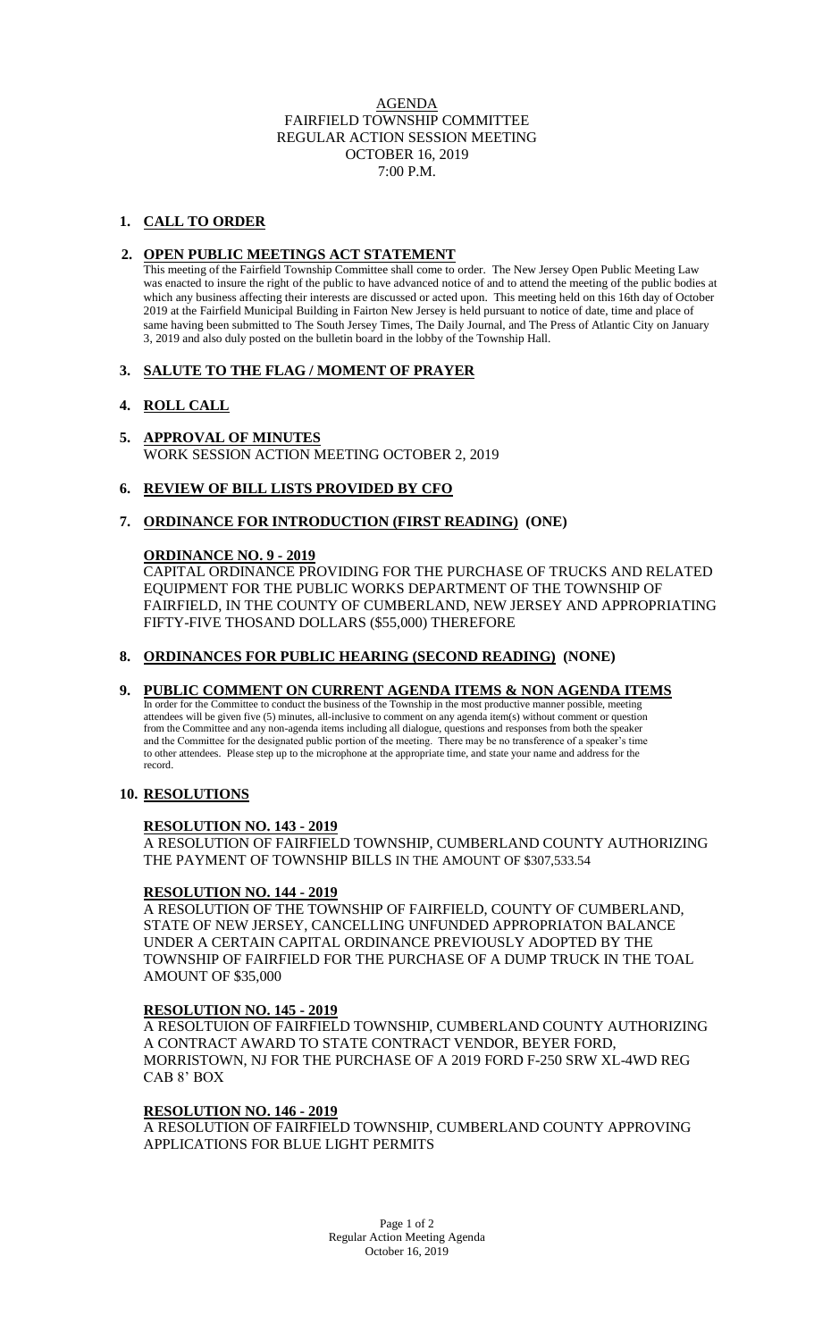# AGENDA
## FAIRFIELD TOWNSHIP COMMITTEE
## REGULAR ACTION SESSION MEETING
## OCTOBER 16, 2019
## 7:00 P.M.

**1. CALL TO ORDER**

**2. OPEN PUBLIC MEETINGS ACT STATEMENT**

This meeting of the Fairfield Township Committee shall come to order. The New Jersey Open Public Meeting Law was enacted to insure the right of the public to have advanced notice of and to attend the meeting of the public bodies at which any business affecting their interests are discussed or acted upon. This meeting held on this 16th day of October 2019 at the Fairfield Municipal Building in Fairton New Jersey is held pursuant to notice of date, time and place of same having been submitted to The South Jersey Times, The Daily Journal, and The Press of Atlantic City on January 3, 2019 and also duly posted on the bulletin board in the lobby of the Township Hall.

**3. SALUTE TO THE FLAG / MOMENT OF PRAYER**

**4. ROLL CALL**

**5. APPROVAL OF MINUTES**

WORK SESSION ACTION MEETING OCTOBER 2, 2019

**6. REVIEW OF BILL LISTS PROVIDED BY CFO**

**7. ORDINANCE FOR INTRODUCTION (FIRST READING) (ONE)**

**ORDINANCE NO. 9 - 2019**

CAPITAL ORDINANCE PROVIDING FOR THE PURCHASE OF TRUCKS AND RELATED EQUIPMENT FOR THE PUBLIC WORKS DEPARTMENT OF THE TOWNSHIP OF FAIRFIELD, IN THE COUNTY OF CUMBERLAND, NEW JERSEY AND APPROPRIATING FIFTY-FIVE THOSAND DOLLARS ($55,000) THEREFORE

**8. ORDINANCES FOR PUBLIC HEARING (SECOND READING) (NONE)**

**9. PUBLIC COMMENT ON CURRENT AGENDA ITEMS & NON AGENDA ITEMS**

In order for the Committee to conduct the business of the Township in the most productive manner possible, meeting attendees will be given five (5) minutes, all-inclusive to comment on any agenda item(s) without comment or question from the Committee and any non-agenda items including all dialogue, questions and responses from both the speaker and the Committee for the designated public portion of the meeting. There may be no transference of a speaker's time to other attendees. Please step up to the microphone at the appropriate time, and state your name and address for the record.

**10. RESOLUTIONS**

**RESOLUTION NO. 143 - 2019**

A RESOLUTION OF FAIRFIELD TOWNSHIP, CUMBERLAND COUNTY AUTHORIZING THE PAYMENT OF TOWNSHIP BILLS IN THE AMOUNT OF $307,533.54

**RESOLUTION NO. 144 - 2019**

A RESOLUTION OF THE TOWNSHIP OF FAIRFIELD, COUNTY OF CUMBERLAND, STATE OF NEW JERSEY, CANCELLING UNFUNDED APPROPRIATON BALANCE UNDER A CERTAIN CAPITAL ORDINANCE PREVIOUSLY ADOPTED BY THE TOWNSHIP OF FAIRFIELD FOR THE PURCHASE OF A DUMP TRUCK IN THE TOAL AMOUNT OF $35,000

**RESOLUTION NO. 145 - 2019**

A RESOLTUION OF FAIRFIELD TOWNSHIP, CUMBERLAND COUNTY AUTHORIZING A CONTRACT AWARD TO STATE CONTRACT VENDOR, BEYER FORD, MORRISTOWN, NJ FOR THE PURCHASE OF A 2019 FORD F-250 SRW XL-4WD REG CAB 8' BOX

**RESOLUTION NO. 146 - 2019**

A RESOLUTION OF FAIRFIELD TOWNSHIP, CUMBERLAND COUNTY APPROVING APPLICATIONS FOR BLUE LIGHT PERMITS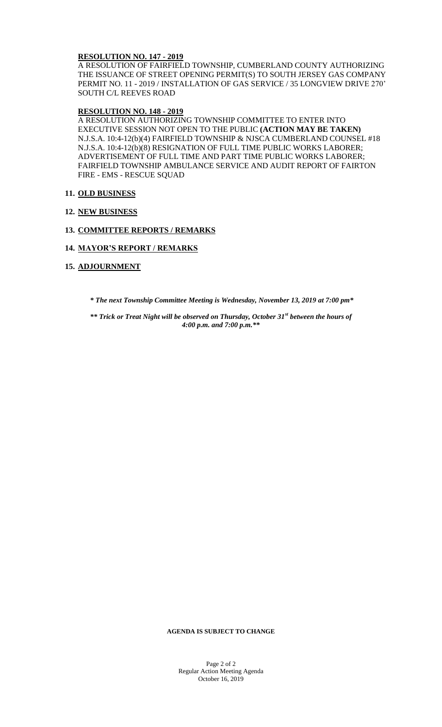**RESOLUTION NO. 147 - 2019**

A RESOLUTION OF FAIRFIELD TOWNSHIP, CUMBERLAND COUNTY AUTHORIZING THE ISSUANCE OF STREET OPENING PERMIT(S) TO SOUTH JERSEY GAS COMPANY PERMIT NO. 11 - 2019 / INSTALLATION OF GAS SERVICE / 35 LONGVIEW DRIVE 270' SOUTH C/L REEVES ROAD

**RESOLUTION NO. 148 - 2019**

A RESOLUTION AUTHORIZING TOWNSHIP COMMITTEE TO ENTER INTO EXECUTIVE SESSION NOT OPEN TO THE PUBLIC **(ACTION MAY BE TAKEN)** N.J.S.A. 10:4-12(b)(4) FAIRFIELD TOWNSHIP & NJSCA CUMBERLAND COUNSEL #18 N.J.S.A. 10:4-12(b)(8) RESIGNATION OF FULL TIME PUBLIC WORKS LABORER; ADVERTISEMENT OF FULL TIME AND PART TIME PUBLIC WORKS LABORER; FAIRFIELD TOWNSHIP AMBULANCE SERVICE AND AUDIT REPORT OF FAIRTON FIRE - EMS - RESCUE SQUAD

11. **OLD BUSINESS**

12. **NEW BUSINESS**

13. **COMMITTEE REPORTS / REMARKS**

14. **MAYOR'S REPORT / REMARKS**

15. **ADJOURNMENT**

***\* The next Township Committee Meeting is Wednesday, November 13, 2019 at 7:00 pm\****

***\*\* Trick or Treat Night will be observed on Thursday, October 31st between the hours of 4:00 p.m. and 7:00 p.m.\*\****

**AGENDA IS SUBJECT TO CHANGE**

Regular Action Meeting Agenda
October 16, 2019